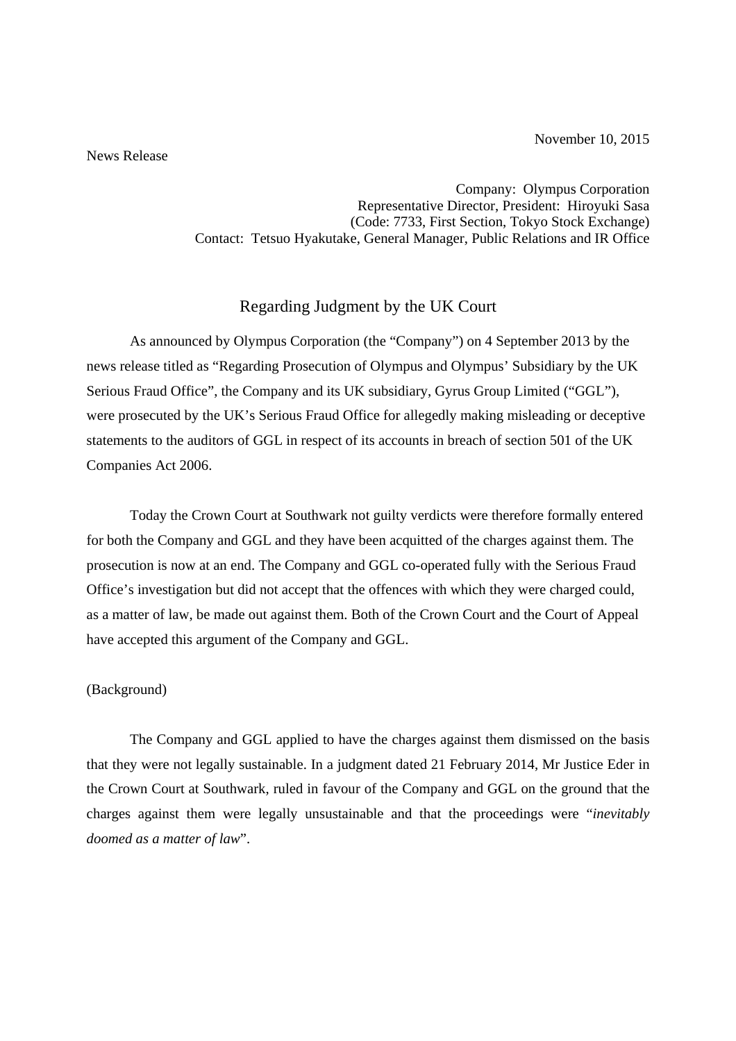November 10, 2015

News Release

Company: Olympus Corporation
Representative Director, President: Hiroyuki Sasa
(Code: 7733, First Section, Tokyo Stock Exchange)
Contact: Tetsuo Hyakutake, General Manager, Public Relations and IR Office

# Regarding Judgment by the UK Court

As announced by Olympus Corporation (the "Company") on 4 September 2013 by the news release titled as "Regarding Prosecution of Olympus and Olympus' Subsidiary by the UK Serious Fraud Office", the Company and its UK subsidiary, Gyrus Group Limited ("GGL"), were prosecuted by the UK's Serious Fraud Office for allegedly making misleading or deceptive statements to the auditors of GGL in respect of its accounts in breach of section 501 of the UK Companies Act 2006.

Today the Crown Court at Southwark not guilty verdicts were therefore formally entered for both the Company and GGL and they have been acquitted of the charges against them. The prosecution is now at an end. The Company and GGL co-operated fully with the Serious Fraud Office's investigation but did not accept that the offences with which they were charged could, as a matter of law, be made out against them. Both of the Crown Court and the Court of Appeal have accepted this argument of the Company and GGL.

(Background)

The Company and GGL applied to have the charges against them dismissed on the basis that they were not legally sustainable. In a judgment dated 21 February 2014, Mr Justice Eder in the Crown Court at Southwark, ruled in favour of the Company and GGL on the ground that the charges against them were legally unsustainable and that the proceedings were "*inevitably doomed as a matter of law*".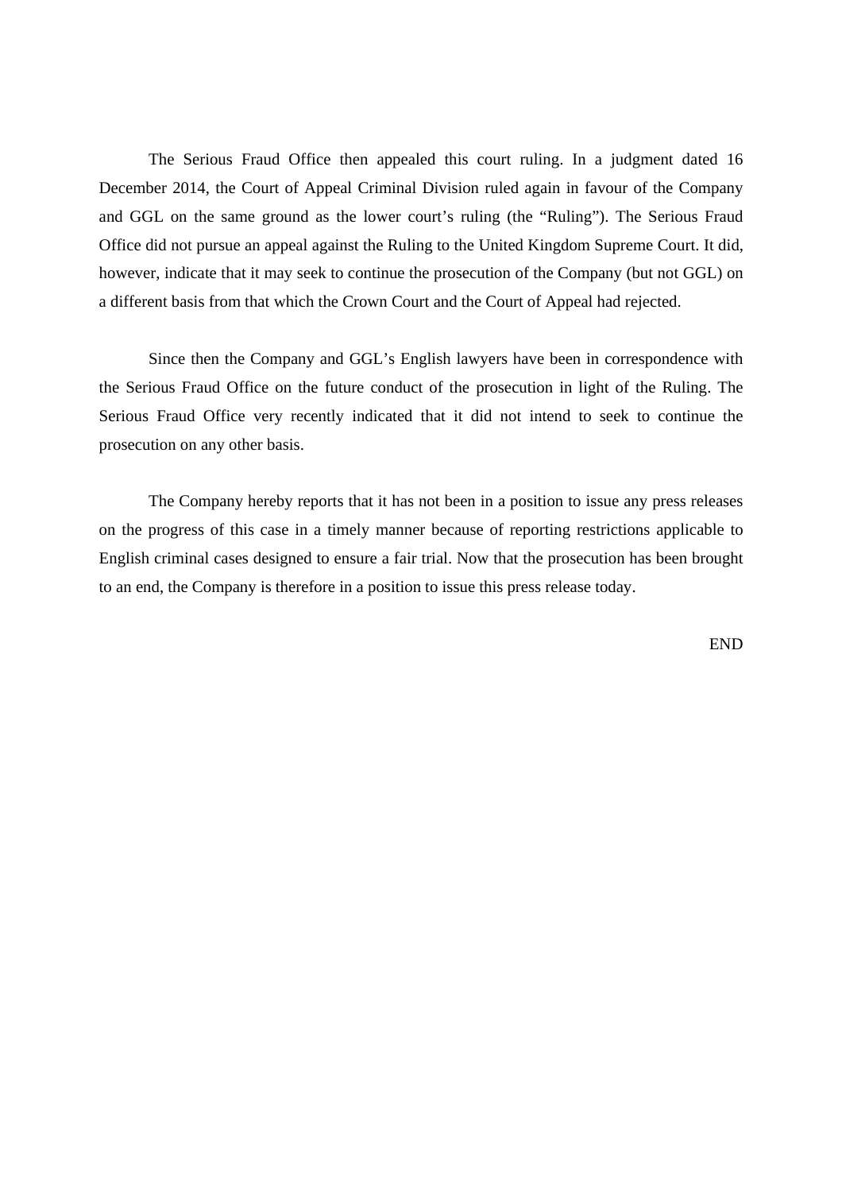The Serious Fraud Office then appealed this court ruling. In a judgment dated 16 December 2014, the Court of Appeal Criminal Division ruled again in favour of the Company and GGL on the same ground as the lower court's ruling (the "Ruling"). The Serious Fraud Office did not pursue an appeal against the Ruling to the United Kingdom Supreme Court. It did, however, indicate that it may seek to continue the prosecution of the Company (but not GGL) on a different basis from that which the Crown Court and the Court of Appeal had rejected.

Since then the Company and GGL's English lawyers have been in correspondence with the Serious Fraud Office on the future conduct of the prosecution in light of the Ruling. The Serious Fraud Office very recently indicated that it did not intend to seek to continue the prosecution on any other basis.

The Company hereby reports that it has not been in a position to issue any press releases on the progress of this case in a timely manner because of reporting restrictions applicable to English criminal cases designed to ensure a fair trial. Now that the prosecution has been brought to an end, the Company is therefore in a position to issue this press release today.

END